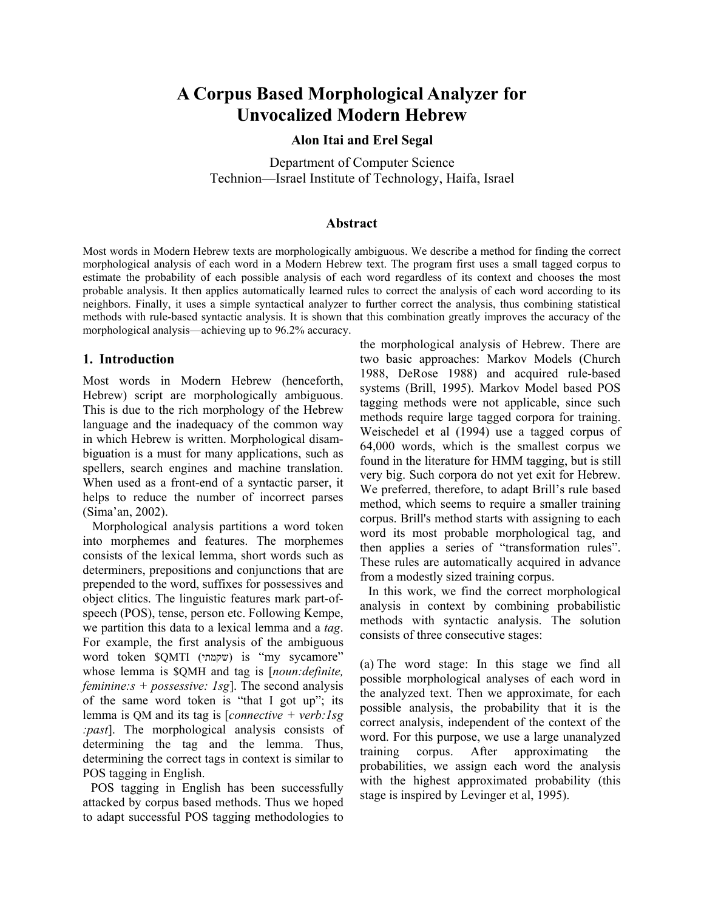# A Corpus Based Morphological Analyzer for Unvocalized Modern Hebrew

**Alon Itai and Erel Segal**

Department of Computer Science
Technion—Israel Institute of Technology, Haifa, Israel

## Abstract

Most words in Modern Hebrew texts are morphologically ambiguous. We describe a method for finding the correct morphological analysis of each word in a Modern Hebrew text. The program first uses a small tagged corpus to estimate the probability of each possible analysis of each word regardless of its context and chooses the most probable analysis. It then applies automatically learned rules to correct the analysis of each word according to its neighbors. Finally, it uses a simple syntactical analyzer to further correct the analysis, thus combining statistical methods with rule-based syntactic analysis. It is shown that this combination greatly improves the accuracy of the morphological analysis—achieving up to 96.2% accuracy.

## 1. Introduction

Most words in Modern Hebrew (henceforth, Hebrew) script are morphologically ambiguous. This is due to the rich morphology of the Hebrew language and the inadequacy of the common way in which Hebrew is written. Morphological disambiguation is a must for many applications, such as spellers, search engines and machine translation. When used as a front-end of a syntactic parser, it helps to reduce the number of incorrect parses (Sima'an, 2002).

Morphological analysis partitions a word token into morphemes and features. The morphemes consists of the lexical lemma, short words such as determiners, prepositions and conjunctions that are prepended to the word, suffixes for possessives and object clitics. The linguistic features mark part-of-speech (POS), tense, person etc. Following Kempe, we partition this data to a lexical lemma and a *tag*. For example, the first analysis of the ambiguous word token $QMTI (שקמתי) is "my sycamore" whose lemma is $QMH and tag is [*noun:definite, feminine:s + possessive: 1sg*]. The second analysis of the same word token is "that I got up"; its lemma is QM and its tag is [*connective + verb:1sg :past*]. The morphological analysis consists of determining the tag and the lemma. Thus, determining the correct tags in context is similar to POS tagging in English.

POS tagging in English has been successfully attacked by corpus based methods. Thus we hoped to adapt successful POS tagging methodologies to the morphological analysis of Hebrew. There are two basic approaches: Markov Models (Church 1988, DeRose 1988) and acquired rule-based systems (Brill, 1995). Markov Model based POS tagging methods were not applicable, since such methods require large tagged corpora for training. Weischedel et al (1994) use a tagged corpus of 64,000 words, which is the smallest corpus we found in the literature for HMM tagging, but is still very big. Such corpora do not yet exit for Hebrew. We preferred, therefore, to adapt Brill's rule based method, which seems to require a smaller training corpus. Brill's method starts with assigning to each word its most probable morphological tag, and then applies a series of "transformation rules". These rules are automatically acquired in advance from a modestly sized training corpus.

In this work, we find the correct morphological analysis in context by combining probabilistic methods with syntactic analysis. The solution consists of three consecutive stages:

(a) The word stage: In this stage we find all possible morphological analyses of each word in the analyzed text. Then we approximate, for each possible analysis, the probability that it is the correct analysis, independent of the context of the word. For this purpose, we use a large unanalyzed training corpus. After approximating the probabilities, we assign each word the analysis with the highest approximated probability (this stage is inspired by Levinger et al, 1995).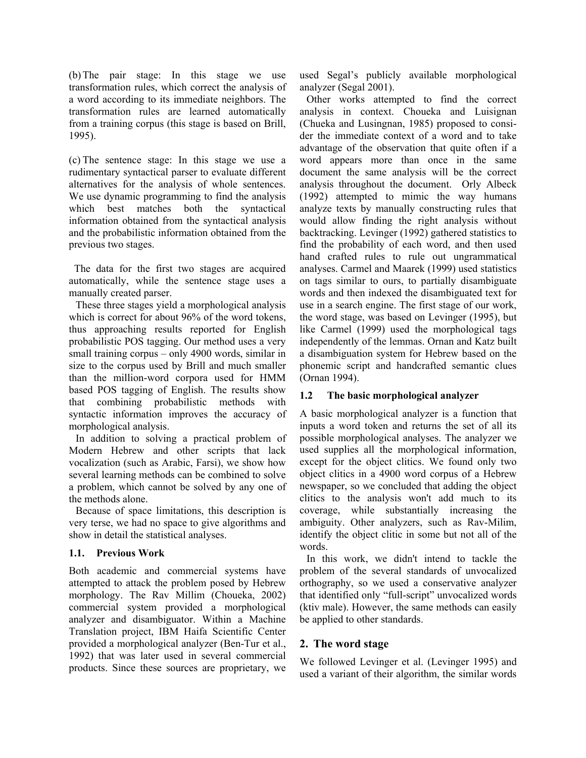(b) The pair stage: In this stage we use transformation rules, which correct the analysis of a word according to its immediate neighbors. The transformation rules are learned automatically from a training corpus (this stage is based on Brill, 1995).

(c) The sentence stage: In this stage we use a rudimentary syntactical parser to evaluate different alternatives for the analysis of whole sentences. We use dynamic programming to find the analysis which best matches both the syntactical information obtained from the syntactical analysis and the probabilistic information obtained from the previous two stages.

The data for the first two stages are acquired automatically, while the sentence stage uses a manually created parser.

These three stages yield a morphological analysis which is correct for about 96% of the word tokens, thus approaching results reported for English probabilistic POS tagging. Our method uses a very small training corpus – only 4900 words, similar in size to the corpus used by Brill and much smaller than the million-word corpora used for HMM based POS tagging of English. The results show that combining probabilistic methods with syntactic information improves the accuracy of morphological analysis.

In addition to solving a practical problem of Modern Hebrew and other scripts that lack vocalization (such as Arabic, Farsi), we show how several learning methods can be combined to solve a problem, which cannot be solved by any one of the methods alone.

Because of space limitations, this description is very terse, we had no space to give algorithms and show in detail the statistical analyses.

### 1.1. Previous Work

Both academic and commercial systems have attempted to attack the problem posed by Hebrew morphology. The Rav Millim (Choueka, 2002) commercial system provided a morphological analyzer and disambiguator. Within a Machine Translation project, IBM Haifa Scientific Center provided a morphological analyzer (Ben-Tur et al., 1992) that was later used in several commercial products. Since these sources are proprietary, we used Segal's publicly available morphological analyzer (Segal 2001).

Other works attempted to find the correct analysis in context. Choueka and Luisignan (Chueka and Lusingnan, 1985) proposed to consider the immediate context of a word and to take advantage of the observation that quite often if a word appears more than once in the same document the same analysis will be the correct analysis throughout the document. Orly Albeck (1992) attempted to mimic the way humans analyze texts by manually constructing rules that would allow finding the right analysis without backtracking. Levinger (1992) gathered statistics to find the probability of each word, and then used hand crafted rules to rule out ungrammatical analyses. Carmel and Maarek (1999) used statistics on tags similar to ours, to partially disambiguate words and then indexed the disambiguated text for use in a search engine. The first stage of our work, the word stage, was based on Levinger (1995), but like Carmel (1999) used the morphological tags independently of the lemmas. Ornan and Katz built a disambiguation system for Hebrew based on the phonemic script and handcrafted semantic clues (Ornan 1994).

### 1.2 The basic morphological analyzer

A basic morphological analyzer is a function that inputs a word token and returns the set of all its possible morphological analyses. The analyzer we used supplies all the morphological information, except for the object clitics. We found only two object clitics in a 4900 word corpus of a Hebrew newspaper, so we concluded that adding the object clitics to the analysis won't add much to its coverage, while substantially increasing the ambiguity. Other analyzers, such as Rav-Milim, identify the object clitic in some but not all of the words.

In this work, we didn't intend to tackle the problem of the several standards of unvocalized orthography, so we used a conservative analyzer that identified only "full-script" unvocalized words (ktiv male). However, the same methods can easily be applied to other standards.

## 2. The word stage

We followed Levinger et al. (Levinger 1995) and used a variant of their algorithm, the similar words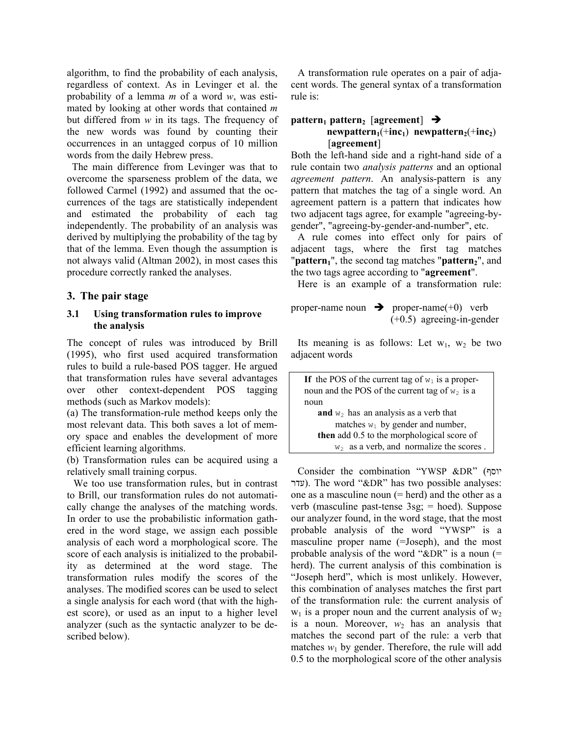algorithm, to find the probability of each analysis, regardless of context. As in Levinger et al. the probability of a lemma *m* of a word *w*, was estimated by looking at other words that contained *m* but differed from *w* in its tags. The frequency of the new words was found by counting their occurrences in an untagged corpus of 10 million words from the daily Hebrew press.

The main difference from Levinger was that to overcome the sparseness problem of the data, we followed Carmel (1992) and assumed that the occurrences of the tags are statistically independent and estimated the probability of each tag independently. The probability of an analysis was derived by multiplying the probability of the tag by that of the lemma. Even though the assumption is not always valid (Altman 2002), in most cases this procedure correctly ranked the analyses.

## 3. The pair stage

### 3.1 Using transformation rules to improve the analysis

The concept of rules was introduced by Brill (1995), who first used acquired transformation rules to build a rule-based POS tagger. He argued that transformation rules have several advantages over other context-dependent POS tagging methods (such as Markov models):

(a) The transformation-rule method keeps only the most relevant data. This both saves a lot of memory space and enables the development of more efficient learning algorithms.

(b) Transformation rules can be acquired using a relatively small training corpus.

We too use transformation rules, but in contrast to Brill, our transformation rules do not automatically change the analyses of the matching words. In order to use the probabilistic information gathered in the word stage, we assign each possible analysis of each word a morphological score. The score of each analysis is initialized to the probability as determined at the word stage. The transformation rules modify the scores of the analyses. The modified scores can be used to select a single analysis for each word (that with the highest score), or used as an input to a higher level analyzer (such as the syntactic analyzer to be described below).

A transformation rule operates on a pair of adjacent words. The general syntax of a transformation rule is:

**pattern$_1$ pattern$_2$** [**agreement**] ➔
**newpattern$_1$**(+**inc$_1$**) **newpattern$_2$**(+**inc$_2$**) [**agreement**]

Both the left-hand side and a right-hand side of a rule contain two *analysis patterns* and an optional *agreement pattern*. An analysis-pattern is any pattern that matches the tag of a single word. An agreement pattern is a pattern that indicates how two adjacent tags agree, for example "agreeing-by-gender", "agreeing-by-gender-and-number", etc.

A rule comes into effect only for pairs of adjacent tags, where the first tag matches "**pattern$_1$**", the second tag matches "**pattern$_2$**", and the two tags agree according to "**agreement**".

Here is an example of a transformation rule:

proper-name noun ➔ proper-name(+0) verb (+0.5) agreeing-in-gender

Its meaning is as follows: Let $w_1$, $w_2$ be two adjacent words

> **If** the POS of the current tag of $w_1$ is a proper-noun and the POS of the current tag of $w_2$ is a noun
> **and** $w_2$ has an analysis as a verb that matches $w_1$ by gender and number,
> **then** add 0.5 to the morphological score of $w_2$ as a verb, and normalize the scores .

Consider the combination "YWSP &DR" (יוסף עדר). The word "&DR" has two possible analyses: one as a masculine noun (= herd) and the other as a verb (masculine past-tense 3sg; = hoed). Suppose our analyzer found, in the word stage, that the most probable analysis of the word "YWSP" is a masculine proper name (=Joseph), and the most probable analysis of the word "&DR" is a noun (= herd). The current analysis of this combination is "Joseph herd", which is most unlikely. However, this combination of analyses matches the first part of the transformation rule: the current analysis of $w_1$ is a proper noun and the current analysis of $w_2$ is a noun. Moreover, $w_2$ has an analysis that matches the second part of the rule: a verb that matches $w_1$ by gender. Therefore, the rule will add 0.5 to the morphological score of the other analysis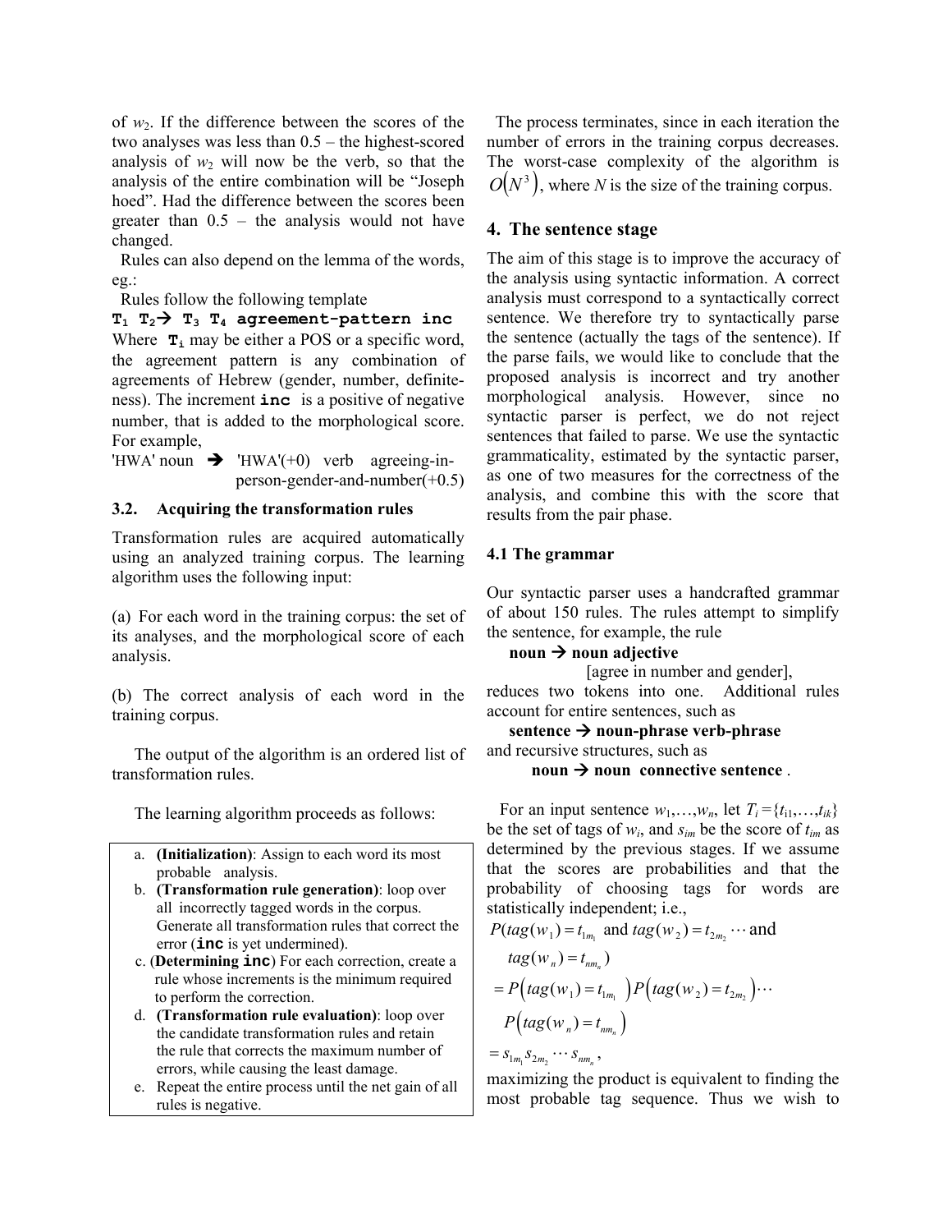of $w_2$. If the difference between the scores of the two analyses was less than 0.5 – the highest-scored analysis of $w_2$ will now be the verb, so that the analysis of the entire combination will be "Joseph hoed". Had the difference between the scores been greater than 0.5 – the analysis would not have changed.

Rules can also depend on the lemma of the words, eg.:

Rules follow the following template

**$T_1$ $T_2$→ $T_3$ $T_4$ agreement-pattern inc**

Where **$T_i$** may be either a POS or a specific word, the agreement pattern is any combination of agreements of Hebrew (gender, number, definiteness). The increment **inc** is a positive of negative number, that is added to the morphological score. For example,

'HWA' noun → 'HWA'(+0) verb agreeing-in-person-gender-and-number(+0.5)

### 3.2. Acquiring the transformation rules

Transformation rules are acquired automatically using an analyzed training corpus. The learning algorithm uses the following input:

(a) For each word in the training corpus: the set of its analyses, and the morphological score of each analysis.

(b) The correct analysis of each word in the training corpus.

The output of the algorithm is an ordered list of transformation rules.

The learning algorithm proceeds as follows:

a. **(Initialization)**: Assign to each word its most probable analysis.
b. **(Transformation rule generation)**: loop over all incorrectly tagged words in the corpus. Generate all transformation rules that correct the error (**inc** is yet undermined).
c. (**Determining inc**) For each correction, create a rule whose increments is the minimum required to perform the correction.
d. **(Transformation rule evaluation)**: loop over the candidate transformation rules and retain the rule that corrects the maximum number of errors, while causing the least damage.
e. Repeat the entire process until the net gain of all rules is negative.

The process terminates, since in each iteration the number of errors in the training corpus decreases. The worst-case complexity of the algorithm is $O(N^3)$, where $N$ is the size of the training corpus.

## 4. The sentence stage

The aim of this stage is to improve the accuracy of the analysis using syntactic information. A correct analysis must correspond to a syntactically correct sentence. We therefore try to syntactically parse the sentence (actually the tags of the sentence). If the parse fails, we would like to conclude that the proposed analysis is incorrect and try another morphological analysis. However, since no syntactic parser is perfect, we do not reject sentences that failed to parse. We use the syntactic grammaticality, estimated by the syntactic parser, as one of two measures for the correctness of the analysis, and combine this with the score that results from the pair phase.

### 4.1 The grammar

Our syntactic parser uses a handcrafted grammar of about 150 rules. The rules attempt to simplify the sentence, for example, the rule

**noun → noun adjective**
[agree in number and gender],

reduces two tokens into one. Additional rules account for entire sentences, such as

**sentence → noun-phrase verb-phrase**

and recursive structures, such as

**noun → noun connective sentence** .

For an input sentence $w_1,\ldots,w_n$, let $T_i = \{t_{i1},\ldots,t_{ik}\}$ be the set of tags of $w_i$, and $s_{im}$ be the score of $t_{im}$ as determined by the previous stages. If we assume that the scores are probabilities and that the probability of choosing tags for words are statistically independent; i.e.,

$$
\begin{aligned}
&P(tag(w_1) = t_{1m_1} \text{ and } tag(w_2) = t_{2m_2} \cdots \text{and } tag(w_n) = t_{nm_n}) \\
&= P\left(tag(w_1) = t_{1m_1}\right) P\left(tag(w_2) = t_{2m_2}\right) \cdots P\left(tag(w_n) = t_{nm_n}\right) \\
&= s_{1m_1} s_{2m_2} \cdots s_{nm_n},
\end{aligned}
$$

maximizing the product is equivalent to finding the most probable tag sequence. Thus we wish to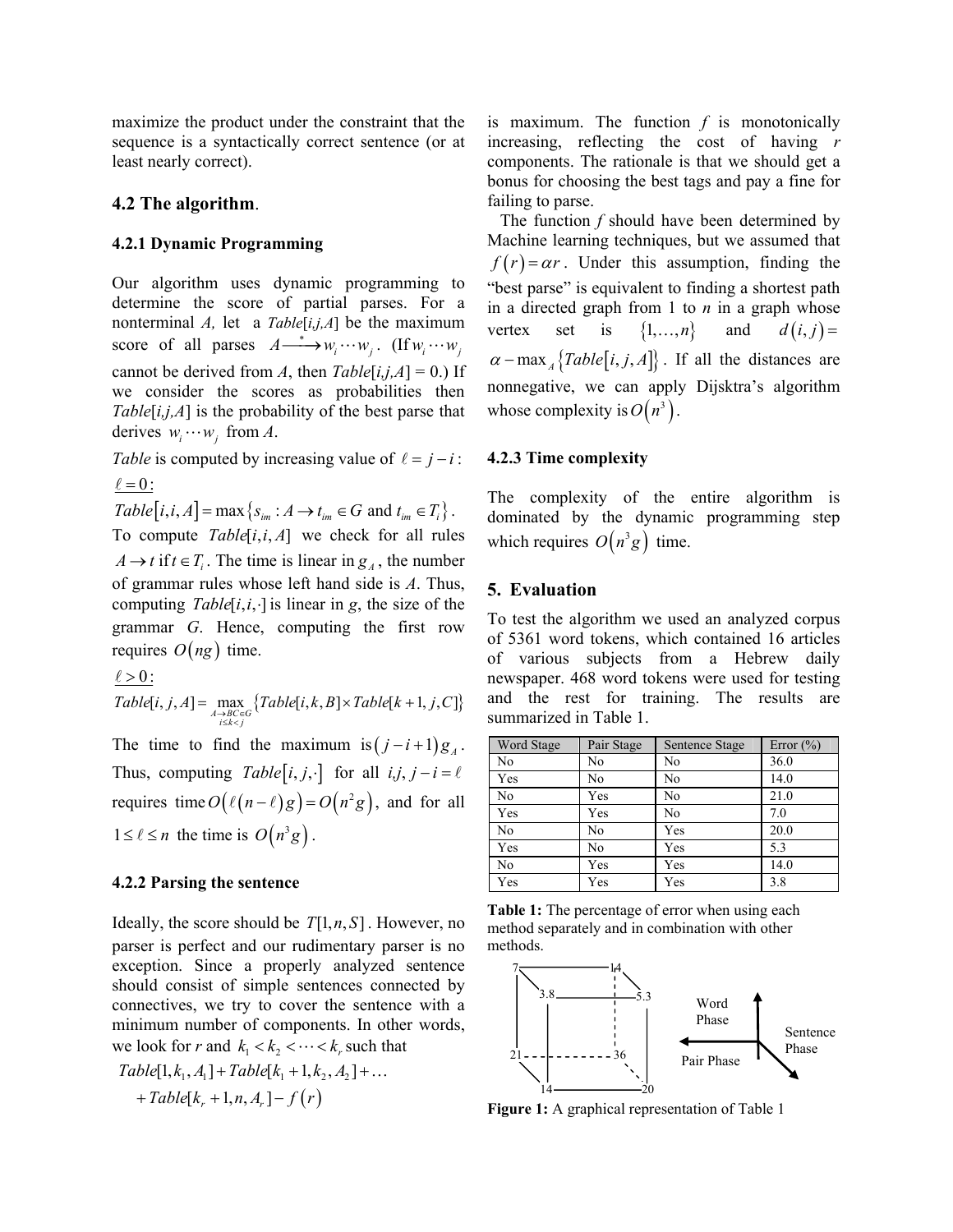maximize the product under the constraint that the sequence is a syntactically correct sentence (or at least nearly correct).

## 4.2 The algorithm.

### 4.2.1 Dynamic Programming

Our algorithm uses dynamic programming to determine the score of partial parses. For a nonterminal *A,* let a *Table*[*i,j,A*] be the maximum score of all parses $A \xrightarrow{*} w_i \cdots w_j$. (If $w_i \cdots w_j$ cannot be derived from *A*, then *Table*[*i,j,A*] = 0.) If we consider the scores as probabilities then *Table*[*i,j,A*] is the probability of the best parse that derives $w_i \cdots w_j$ from *A*.

*Table* is computed by increasing value of $\ell = j - i$:

$\underline{\ell = 0}$:

$Table[i,i,A] = \max\{s_{im} : A \to t_{im} \in G \text{ and } t_{im} \in T_i\}$.

To compute *Table*[*i*,*i*,*A*] we check for all rules $A \to t$ if $t \in T_i$. The time is linear in $g_A$, the number of grammar rules whose left hand side is *A*. Thus, computing $Table[i,i,\cdot]$ is linear in *g*, the size of the grammar *G*. Hence, computing the first row requires $O(ng)$ time.

$\underline{\ell > 0}$:

$$Table[i,j,A] = \max_{\substack{A \to BC \in G \\ i \le k < j}} \{Table[i,k,B] \times Table[k+1,j,C]\}$$

The time to find the maximum is $(j-i+1)g_A$. Thus, computing $Table[i,j,\cdot]$ for all $i,j$, $j-i=\ell$ requires time $O(\ell(n-\ell)g) = O(n^2 g)$, and for all $1 \le \ell \le n$ the time is $O(n^3 g)$.

### 4.2.2 Parsing the sentence

Ideally, the score should be $T[1,n,S]$. However, no parser is perfect and our rudimentary parser is no exception. Since a properly analyzed sentence should consist of simple sentences connected by connectives, we try to cover the sentence with a minimum number of components. In other words, we look for *r* and $k_1 < k_2 < \cdots < k_r$ such that

$$Table[1,k_1,A_1] + Table[k_1+1,k_2,A_2] + \ldots + Table[k_r+1,n,A_r] - f(r)$$

is maximum. The function *f* is monotonically increasing, reflecting the cost of having *r* components. The rationale is that we should get a bonus for choosing the best tags and pay a fine for failing to parse.

The function *f* should have been determined by Machine learning techniques, but we assumed that $f(r) = \alpha r$. Under this assumption, finding the "best parse" is equivalent to finding a shortest path in a directed graph from 1 to *n* in a graph whose vertex set is $\{1,\ldots,n\}$ and $d(i,j) = \alpha - \max_A \{Table[i,j,A]\}$. If all the distances are nonnegative, we can apply Dijsktra's algorithm whose complexity is $O(n^3)$.

### 4.2.3 Time complexity

The complexity of the entire algorithm is dominated by the dynamic programming step which requires $O(n^3 g)$ time.

## 5. Evaluation

To test the algorithm we used an analyzed corpus of 5361 word tokens, which contained 16 articles of various subjects from a Hebrew daily newspaper. 468 word tokens were used for testing and the rest for training. The results are summarized in Table 1.

| Word Stage | Pair Stage | Sentence Stage | Error (%) |
|---|---|---|---|
| No | No | No | 36.0 |
| Yes | No | No | 14.0 |
| No | Yes | No | 21.0 |
| Yes | Yes | No | 7.0 |
| No | No | Yes | 20.0 |
| Yes | No | Yes | 5.3 |
| No | Yes | Yes | 14.0 |
| Yes | Yes | Yes | 3.8 |

**Table 1:** The percentage of error when using each method separately and in combination with other methods.

**Figure 1:** A graphical representation of Table 1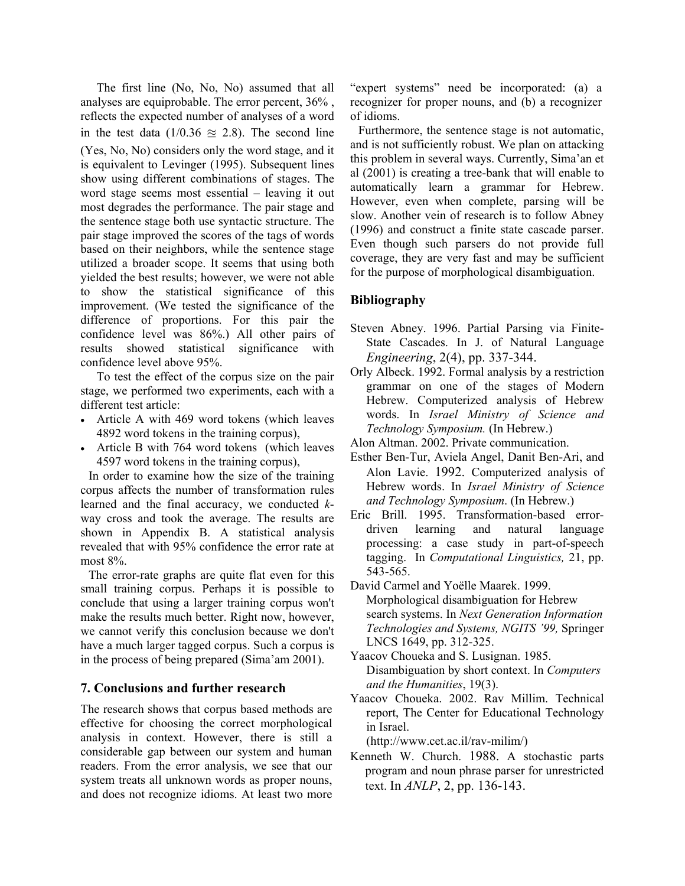The first line (No, No, No) assumed that all analyses are equiprobable. The error percent, 36% , reflects the expected number of analyses of a word in the test data ($1/0.36 \approxeq 2.8$). The second line (Yes, No, No) considers only the word stage, and it is equivalent to Levinger (1995). Subsequent lines show using different combinations of stages. The word stage seems most essential – leaving it out most degrades the performance. The pair stage and the sentence stage both use syntactic structure. The pair stage improved the scores of the tags of words based on their neighbors, while the sentence stage utilized a broader scope. It seems that using both yielded the best results; however, we were not able to show the statistical significance of this improvement. (We tested the significance of the difference of proportions. For this pair the confidence level was 86%.) All other pairs of results showed statistical significance with confidence level above 95%.

To test the effect of the corpus size on the pair stage, we performed two experiments, each with a different test article:

- Article A with 469 word tokens (which leaves 4892 word tokens in the training corpus),
- Article B with 764 word tokens (which leaves 4597 word tokens in the training corpus),

In order to examine how the size of the training corpus affects the number of transformation rules learned and the final accuracy, we conducted *k*-way cross and took the average. The results are shown in Appendix B. A statistical analysis revealed that with 95% confidence the error rate at most 8%.

The error-rate graphs are quite flat even for this small training corpus. Perhaps it is possible to conclude that using a larger training corpus won't make the results much better. Right now, however, we cannot verify this conclusion because we don't have a much larger tagged corpus. Such a corpus is in the process of being prepared (Sima'am 2001).

## 7. Conclusions and further research

The research shows that corpus based methods are effective for choosing the correct morphological analysis in context. However, there is still a considerable gap between our system and human readers. From the error analysis, we see that our system treats all unknown words as proper nouns, and does not recognize idioms. At least two more "expert systems" need be incorporated: (a) a recognizer for proper nouns, and (b) a recognizer of idioms.

Furthermore, the sentence stage is not automatic, and is not sufficiently robust. We plan on attacking this problem in several ways. Currently, Sima'an et al (2001) is creating a tree-bank that will enable to automatically learn a grammar for Hebrew. However, even when complete, parsing will be slow. Another vein of research is to follow Abney (1996) and construct a finite state cascade parser. Even though such parsers do not provide full coverage, they are very fast and may be sufficient for the purpose of morphological disambiguation.

## Bibliography

Steven Abney. 1996. Partial Parsing via Finite-State Cascades. In J. of Natural Language *Engineering*, 2(4), pp. 337-344.

Orly Albeck. 1992. Formal analysis by a restriction grammar on one of the stages of Modern Hebrew. Computerized analysis of Hebrew words. In *Israel Ministry of Science and Technology Symposium.* (In Hebrew.)

Alon Altman. 2002. Private communication.

Esther Ben-Tur, Aviela Angel, Danit Ben-Ari, and Alon Lavie. 1992. Computerized analysis of Hebrew words. In *Israel Ministry of Science and Technology Symposium*. (In Hebrew.)

Eric Brill. 1995. Transformation-based error-driven learning and natural language processing: a case study in part-of-speech tagging. In *Computational Linguistics,* 21, pp. 543-565.

David Carmel and Yoëlle Maarek. 1999. Morphological disambiguation for Hebrew search systems. In *Next Generation Information Technologies and Systems, NGITS '99,* Springer LNCS 1649, pp. 312-325.

Yaacov Choueka and S. Lusignan. 1985. Disambiguation by short context. In *Computers and the Humanities*, 19(3).

Yaacov Choueka. 2002. Rav Millim. Technical report, The Center for Educational Technology in Israel. (http://www.cet.ac.il/rav-milim/)

Kenneth W. Church. 1988. A stochastic parts program and noun phrase parser for unrestricted text. In *ANLP*, 2, pp. 136-143.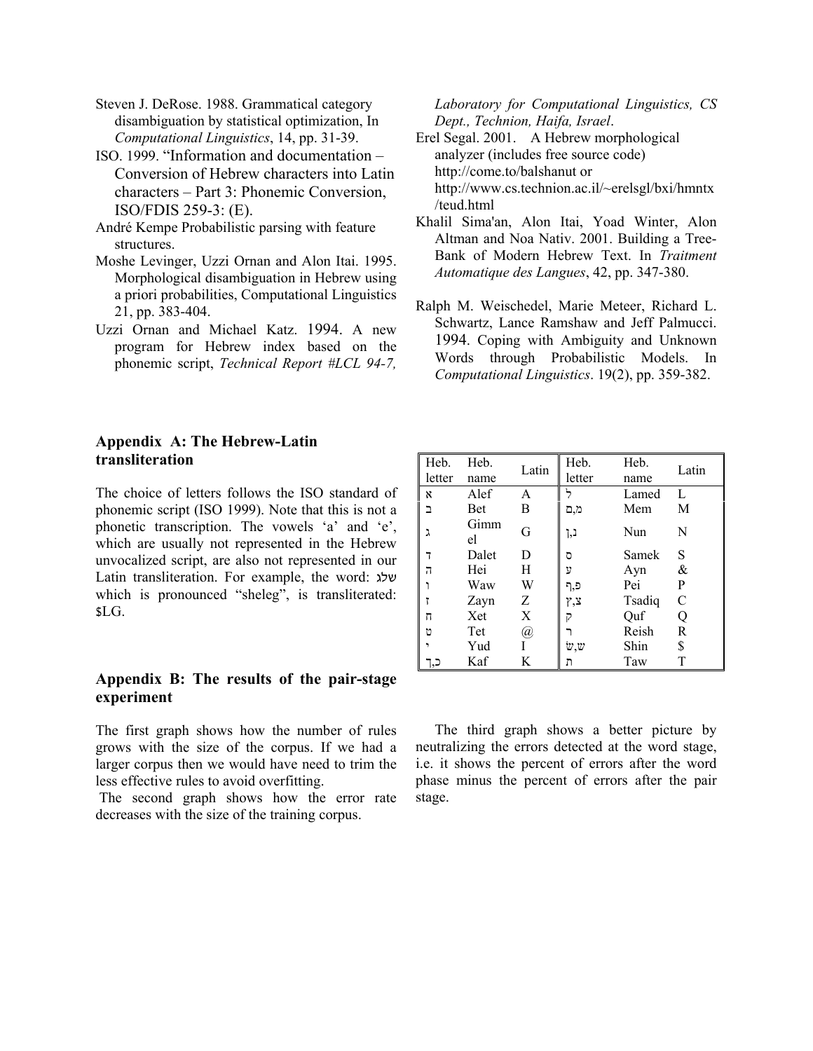Steven J. DeRose. 1988. Grammatical category disambiguation by statistical optimization, In *Computational Linguistics*, 14, pp. 31-39.

ISO. 1999. "Information and documentation – Conversion of Hebrew characters into Latin characters – Part 3: Phonemic Conversion, ISO/FDIS 259-3: (E).

André Kempe Probabilistic parsing with feature structures.

Moshe Levinger, Uzzi Ornan and Alon Itai. 1995. Morphological disambiguation in Hebrew using a priori probabilities, Computational Linguistics 21, pp. 383-404.

Uzzi Ornan and Michael Katz. 1994. A new program for Hebrew index based on the phonemic script, *Technical Report #LCL 94-7, Laboratory for Computational Linguistics, CS Dept., Technion, Haifa, Israel*.

Erel Segal. 2001. A Hebrew morphological analyzer (includes free source code) http://come.to/balshanut or http://www.cs.technion.ac.il/~erelsgl/bxi/hmntx/teud.html

Khalil Sima'an, Alon Itai, Yoad Winter, Alon Altman and Noa Nativ. 2001. Building a Tree-Bank of Modern Hebrew Text. In *Traitment Automatique des Langues*, 42, pp. 347-380.

Ralph M. Weischedel, Marie Meteer, Richard L. Schwartz, Lance Ramshaw and Jeff Palmucci. 1994. Coping with Ambiguity and Unknown Words through Probabilistic Models. In *Computational Linguistics*. 19(2), pp. 359-382.

## Appendix A: The Hebrew-Latin transliteration

The choice of letters follows the ISO standard of phonemic script (ISO 1999). Note that this is not a phonetic transcription. The vowels 'a' and 'e', which are usually not represented in the Hebrew unvocalized script, are also not represented in our Latin transliteration. For example, the word: שלג which is pronounced "sheleg", is transliterated: $LG.

| Heb. letter | Heb. name | Latin | Heb. letter | Heb. name | Latin |
|---|---|---|---|---|---|
| א | Alef | A | ל | Lamed | L |
| ב | Bet | B | מ,ם | Mem | M |
| ג | Gimmel | G | נ,ן | Nun | N |
| ד | Dalet | D | ס | Samek | S |
| ה | Hei | H | ע | Ayn | & |
| ו | Waw | W | פ,ף | Pei | P |
| ז | Zayn | Z | צ,ץ | Tsadiq | C |
| ח | Xet | X | ק | Quf | Q |
| ט | Tet | @ | ר | Reish | R |
| י | Yud | I | שׁ,ש | Shin | $ |
| כ,ך | Kaf | K | ת | Taw | T |

## Appendix B: The results of the pair-stage experiment

The first graph shows how the number of rules grows with the size of the corpus. If we had a larger corpus then we would have need to trim the less effective rules to avoid overfitting.

The second graph shows how the error rate decreases with the size of the training corpus.

The third graph shows a better picture by neutralizing the errors detected at the word stage, i.e. it shows the percent of errors after the word phase minus the percent of errors after the pair stage.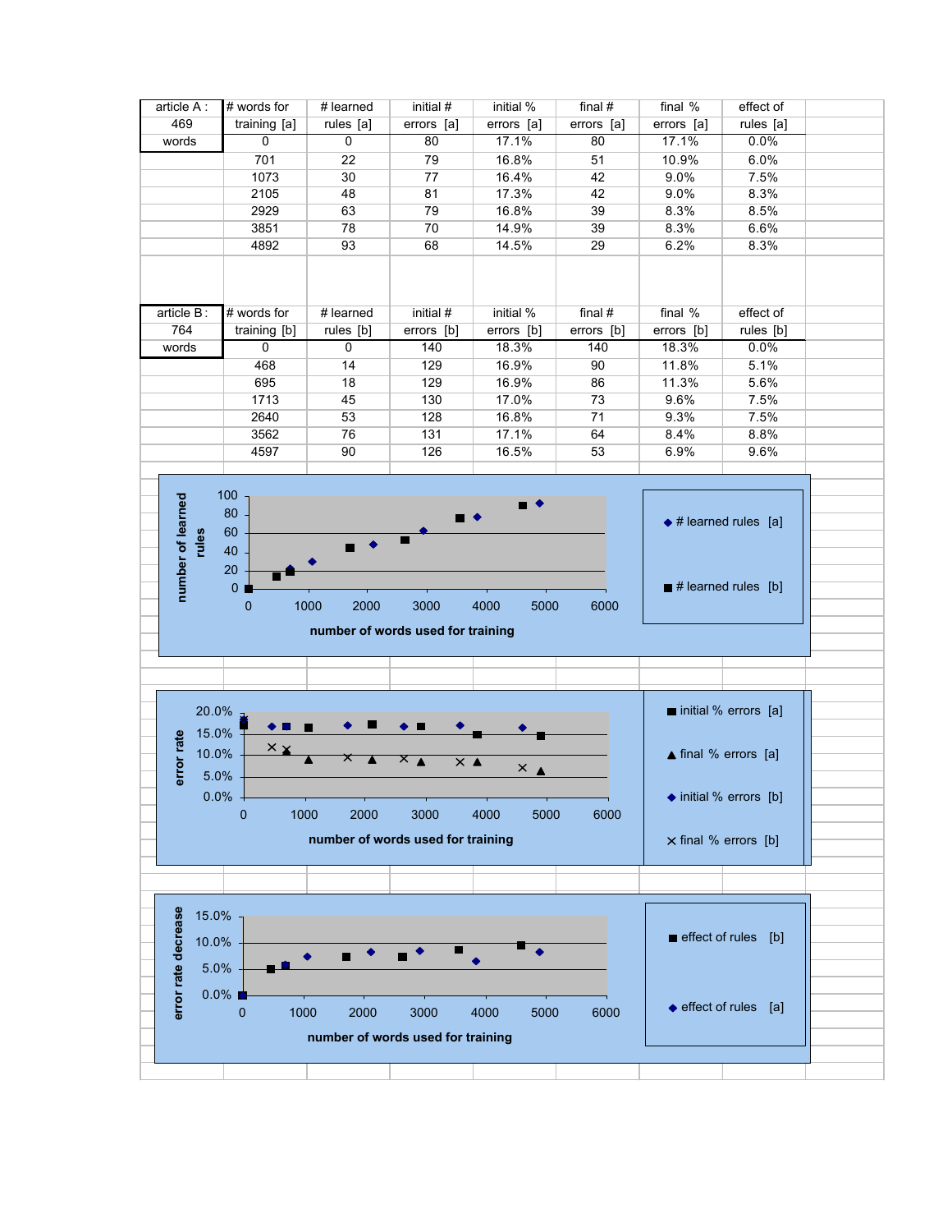| article A : 469 words | # words for training [a] | # learned rules [a] | initial # errors [a] | initial % errors [a] | final # errors [a] | final % errors [a] | effect of rules [a] |
|---|---|---|---|---|---|---|---|
| | 0 | 0 | 80 | 17.1% | 80 | 17.1% | 0.0% |
| | 701 | 22 | 79 | 16.8% | 51 | 10.9% | 6.0% |
| | 1073 | 30 | 77 | 16.4% | 42 | 9.0% | 7.5% |
| | 2105 | 48 | 81 | 17.3% | 42 | 9.0% | 8.3% |
| | 2929 | 63 | 79 | 16.8% | 39 | 8.3% | 8.5% |
| | 3851 | 78 | 70 | 14.9% | 39 | 8.3% | 6.6% |
| | 4892 | 93 | 68 | 14.5% | 29 | 6.2% | 8.3% |

| article B : 764 words | # words for training [b] | # learned rules [b] | initial # errors [b] | initial % errors [b] | final # errors [b] | final % errors [b] | effect of rules [b] |
|---|---|---|---|---|---|---|---|
| | 0 | 0 | 140 | 18.3% | 140 | 18.3% | 0.0% |
| | 468 | 14 | 129 | 16.9% | 90 | 11.8% | 5.1% |
| | 695 | 18 | 129 | 16.9% | 86 | 11.3% | 5.6% |
| | 1713 | 45 | 130 | 17.0% | 73 | 9.6% | 7.5% |
| | 2640 | 53 | 128 | 16.8% | 71 | 9.3% | 7.5% |
| | 3562 | 76 | 131 | 17.1% | 64 | 8.4% | 8.8% |
| | 4597 | 90 | 126 | 16.5% | 53 | 6.9% | 9.6% |

number of learned rules

100
80
60
40
20
0

0 1000 2000 3000 4000 5000 6000

number of words used for training

# learned rules [a]

# learned rules [b]

error rate

20.0%
15.0%
10.0%
5.0%
0.0%

0 1000 2000 3000 4000 5000 6000

number of words used for training

initial % errors [a]

final % errors [a]

initial % errors [b]

final % errors [b]

error rate decrease

15.0%
10.0%
5.0%
0.0%

0 1000 2000 3000 4000 5000 6000

number of words used for training

effect of rules [b]

effect of rules [a]